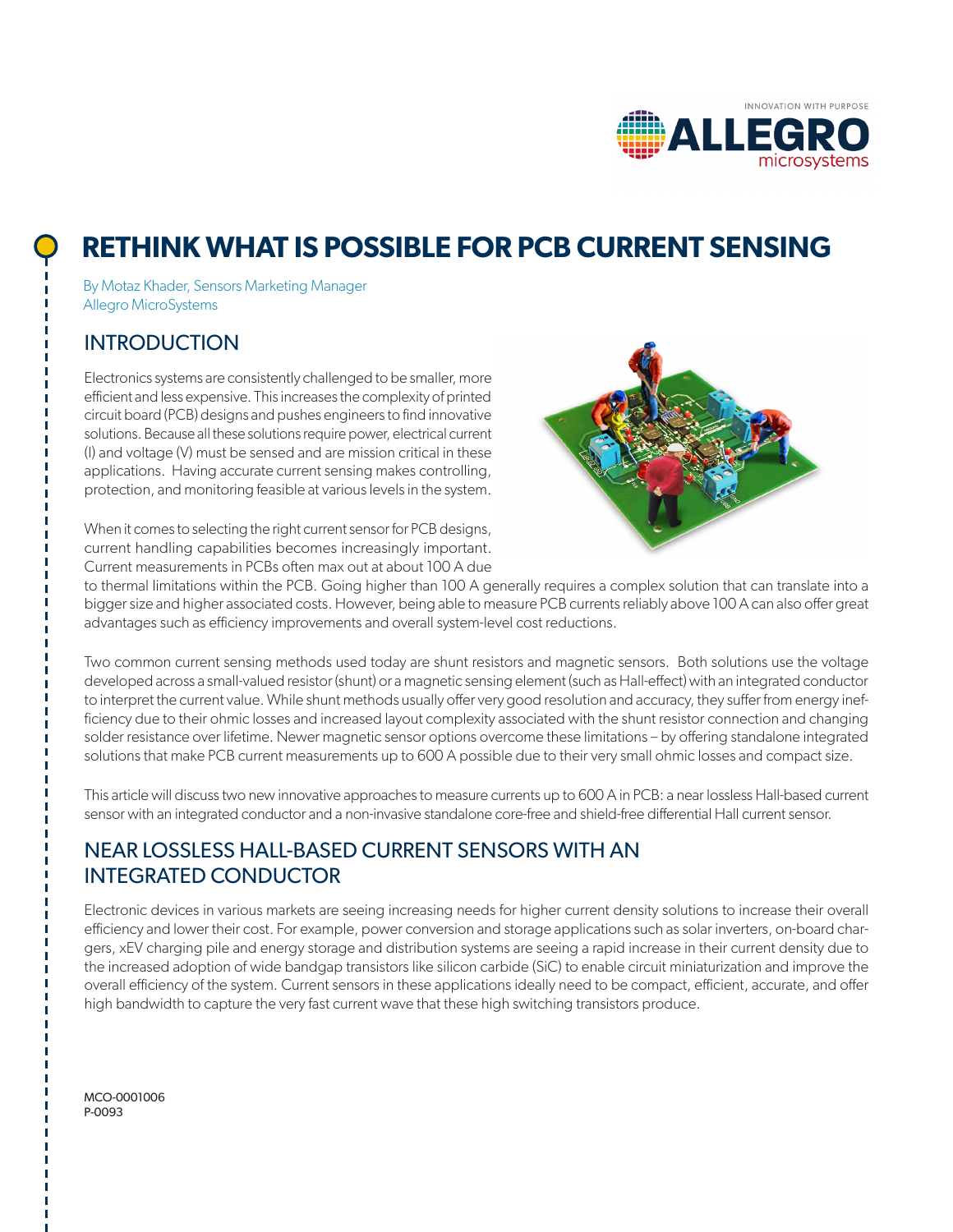# RETHINK WHAT IS POSSIBLE FOR PCB CURRENT SENSING

By Motaz Khader, Sensors Marketing Manager
Allegro MicroSystems

## INTRODUCTION

Electronics systems are consistently challenged to be smaller, more efficient and less expensive. This increases the complexity of printed circuit board (PCB) designs and pushes engineers to find innovative solutions. Because all these solutions require power, electrical current (I) and voltage (V) must be sensed and are mission critical in these applications. Having accurate current sensing makes controlling, protection, and monitoring feasible at various levels in the system.

When it comes to selecting the right current sensor for PCB designs, current handling capabilities becomes increasingly important. Current measurements in PCBs often max out at about 100 A due to thermal limitations within the PCB. Going higher than 100 A generally requires a complex solution that can translate into a bigger size and higher associated costs. However, being able to measure PCB currents reliably above 100 A can also offer great advantages such as efficiency improvements and overall system-level cost reductions.

Two common current sensing methods used today are shunt resistors and magnetic sensors. Both solutions use the voltage developed across a small-valued resistor (shunt) or a magnetic sensing element (such as Hall-effect) with an integrated conductor to interpret the current value. While shunt methods usually offer very good resolution and accuracy, they suffer from energy inefficiency due to their ohmic losses and increased layout complexity associated with the shunt resistor connection and changing solder resistance over lifetime. Newer magnetic sensor options overcome these limitations – by offering standalone integrated solutions that make PCB current measurements up to 600 A possible due to their very small ohmic losses and compact size.

This article will discuss two new innovative approaches to measure currents up to 600 A in PCB: a near lossless Hall-based current sensor with an integrated conductor and a non-invasive standalone core-free and shield-free differential Hall current sensor.

## NEAR LOSSLESS HALL-BASED CURRENT SENSORS WITH AN INTEGRATED CONDUCTOR

Electronic devices in various markets are seeing increasing needs for higher current density solutions to increase their overall efficiency and lower their cost. For example, power conversion and storage applications such as solar inverters, on-board chargers, xEV charging pile and energy storage and distribution systems are seeing a rapid increase in their current density due to the increased adoption of wide bandgap transistors like silicon carbide (SiC) to enable circuit miniaturization and improve the overall efficiency of the system. Current sensors in these applications ideally need to be compact, efficient, accurate, and offer high bandwidth to capture the very fast current wave that these high switching transistors produce.

MCO-0001006
P-0093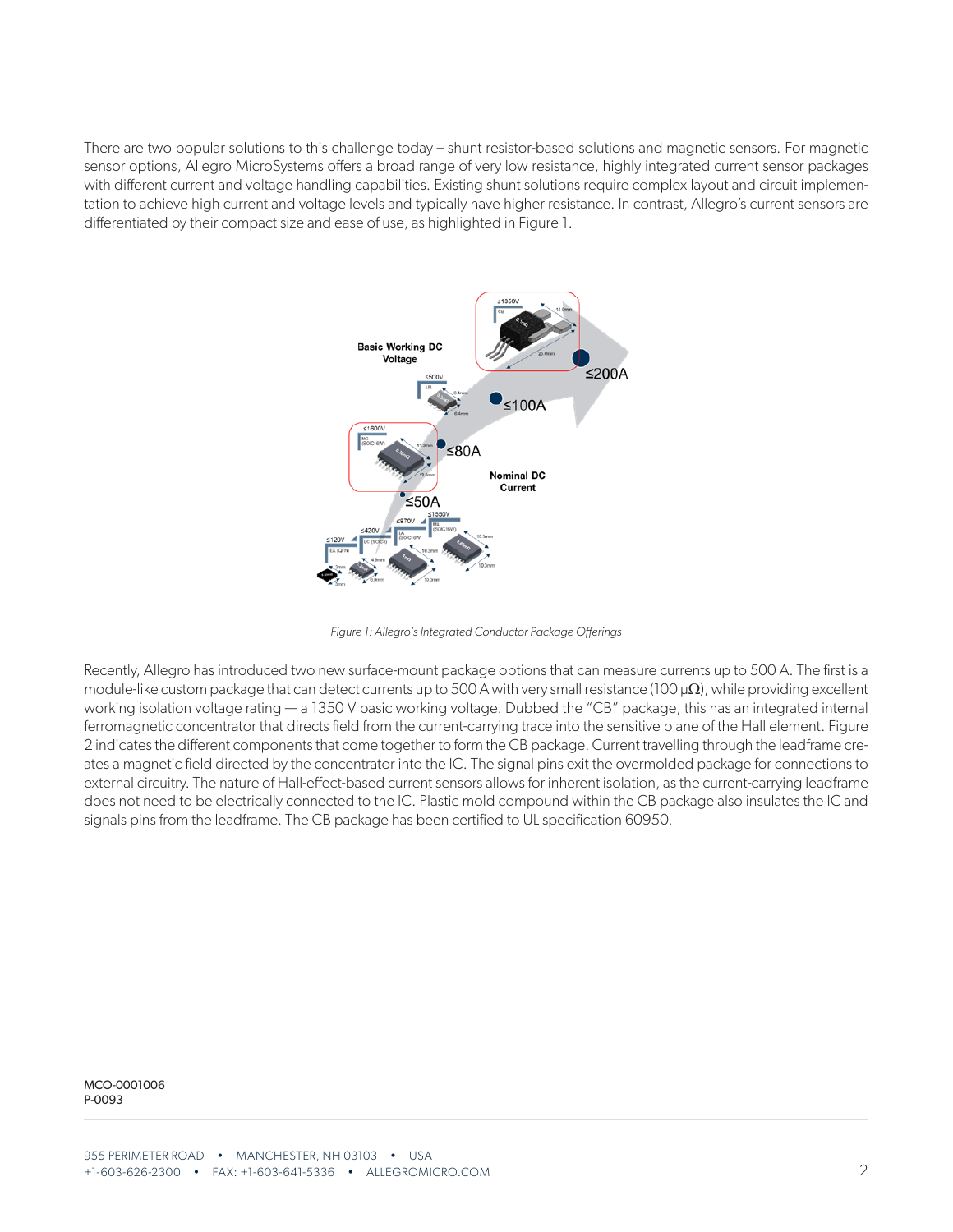There are two popular solutions to this challenge today – shunt resistor-based solutions and magnetic sensors. For magnetic sensor options, Allegro MicroSystems offers a broad range of very low resistance, highly integrated current sensor packages with different current and voltage handling capabilities. Existing shunt solutions require complex layout and circuit implementation to achieve high current and voltage levels and typically have higher resistance. In contrast, Allegro's current sensors are differentiated by their compact size and ease of use, as highlighted in Figure 1.

*Figure 1: Allegro's Integrated Conductor Package Offerings*

Recently, Allegro has introduced two new surface-mount package options that can measure currents up to 500 A. The first is a module-like custom package that can detect currents up to 500 A with very small resistance (100 μΩ), while providing excellent working isolation voltage rating — a 1350 V basic working voltage. Dubbed the "CB" package, this has an integrated internal ferromagnetic concentrator that directs field from the current-carrying trace into the sensitive plane of the Hall element. Figure 2 indicates the different components that come together to form the CB package. Current travelling through the leadframe creates a magnetic field directed by the concentrator into the IC. The signal pins exit the overmolded package for connections to external circuitry. The nature of Hall-effect-based current sensors allows for inherent isolation, as the current-carrying leadframe does not need to be electrically connected to the IC. Plastic mold compound within the CB package also insulates the IC and signals pins from the leadframe. The CB package has been certified to UL specification 60950.

MCO-0001006
P-0093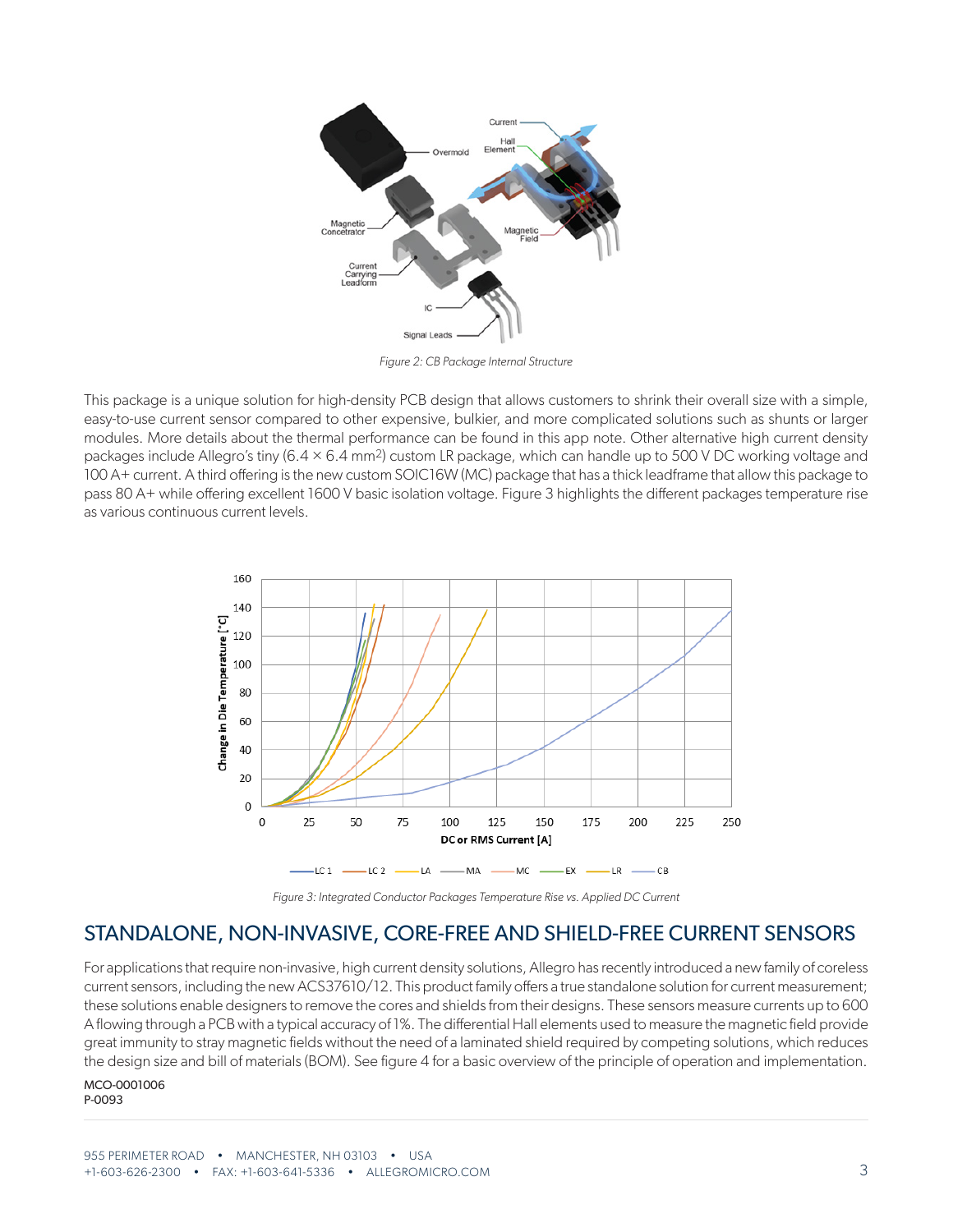*Figure 2: CB Package Internal Structure*

This package is a unique solution for high-density PCB design that allows customers to shrink their overall size with a simple, easy-to-use current sensor compared to other expensive, bulkier, and more complicated solutions such as shunts or larger modules. More details about the thermal performance can be found in this app note. Other alternative high current density packages include Allegro's tiny (6.4 × 6.4 $mm^2$) custom LR package, which can handle up to 500 V DC working voltage and 100 A+ current. A third offering is the new custom SOIC16W (MC) package that has a thick leadframe that allow this package to pass 80 A+ while offering excellent 1600 V basic isolation voltage. Figure 3 highlights the different packages temperature rise as various continuous current levels.

*Figure 3: Integrated Conductor Packages Temperature Rise vs. Applied DC Current*

## STANDALONE, NON-INVASIVE, CORE-FREE AND SHIELD-FREE CURRENT SENSORS

For applications that require non-invasive, high current density solutions, Allegro has recently introduced a new family of coreless current sensors, including the new ACS37610/12. This product family offers a true standalone solution for current measurement; these solutions enable designers to remove the cores and shields from their designs. These sensors measure currents up to 600 A flowing through a PCB with a typical accuracy of 1%. The differential Hall elements used to measure the magnetic field provide great immunity to stray magnetic fields without the need of a laminated shield required by competing solutions, which reduces the design size and bill of materials (BOM). See figure 4 for a basic overview of the principle of operation and implementation.

MCO-0001006
P-0093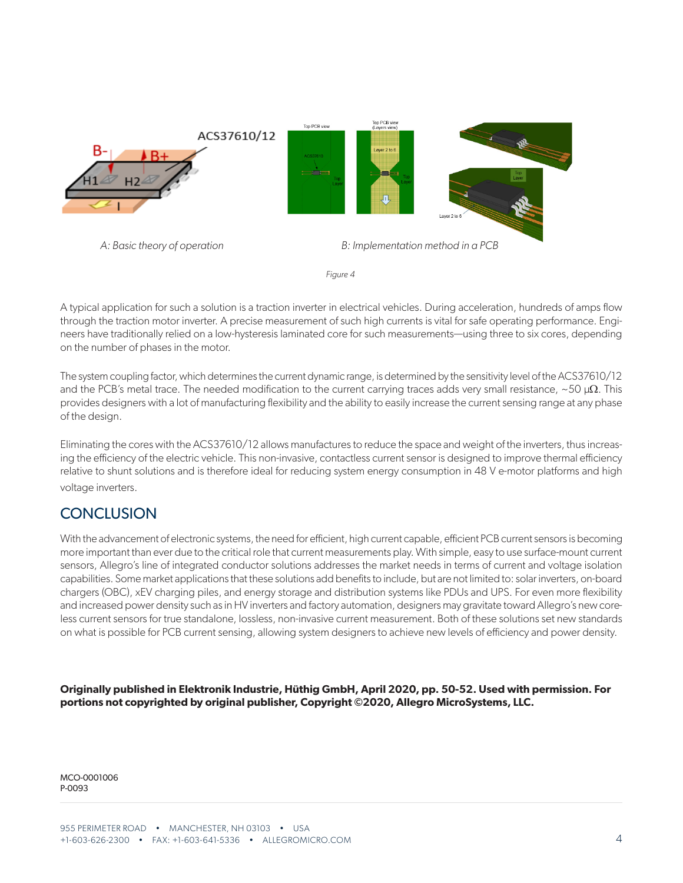A: Basic theory of operation

B: Implementation method in a PCB

*Figure 4*

A typical application for such a solution is a traction inverter in electrical vehicles. During acceleration, hundreds of amps flow through the traction motor inverter. A precise measurement of such high currents is vital for safe operating performance. Engineers have traditionally relied on a low-hysteresis laminated core for such measurements—using three to six cores, depending on the number of phases in the motor.

The system coupling factor, which determines the current dynamic range, is determined by the sensitivity level of the ACS37610/12 and the PCB's metal trace. The needed modification to the current carrying traces adds very small resistance, ~50 µΩ. This provides designers with a lot of manufacturing flexibility and the ability to easily increase the current sensing range at any phase of the design.

Eliminating the cores with the ACS37610/12 allows manufactures to reduce the space and weight of the inverters, thus increasing the efficiency of the electric vehicle. This non-invasive, contactless current sensor is designed to improve thermal efficiency relative to shunt solutions and is therefore ideal for reducing system energy consumption in 48 V e-motor platforms and high voltage inverters.

## CONCLUSION

With the advancement of electronic systems, the need for efficient, high current capable, efficient PCB current sensors is becoming more important than ever due to the critical role that current measurements play. With simple, easy to use surface-mount current sensors, Allegro's line of integrated conductor solutions addresses the market needs in terms of current and voltage isolation capabilities. Some market applications that these solutions add benefits to include, but are not limited to: solar inverters, on-board chargers (OBC), xEV charging piles, and energy storage and distribution systems like PDUs and UPS. For even more flexibility and increased power density such as in HV inverters and factory automation, designers may gravitate toward Allegro's new coreless current sensors for true standalone, lossless, non-invasive current measurement. Both of these solutions set new standards on what is possible for PCB current sensing, allowing system designers to achieve new levels of efficiency and power density.

**Originally published in Elektronik Industrie, Hüthig GmbH, April 2020, pp. 50-52. Used with permission. For portions not copyrighted by original publisher, Copyright ©2020, Allegro MicroSystems, LLC.**

MCO-0001006
P-0093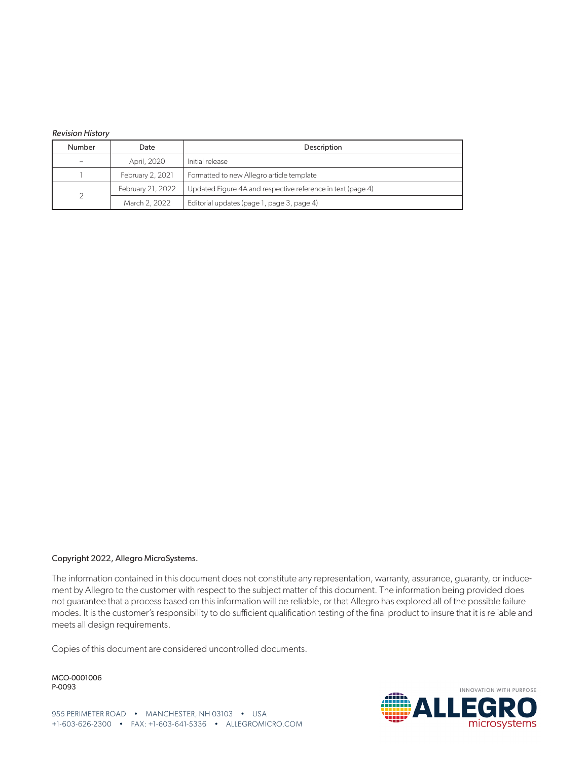*Revision History*

| Number | Date | Description |
|---|---|---|
| – | April, 2020 | Initial release |
| 1 | February 2, 2021 | Formatted to new Allegro article template |
| 2 | February 21, 2022 | Updated Figure 4A and respective reference in text (page 4) |
| | March 2, 2022 | Editorial updates (page 1, page 3, page 4) |

Copyright 2022, Allegro MicroSystems.

The information contained in this document does not constitute any representation, warranty, assurance, guaranty, or inducement by Allegro to the customer with respect to the subject matter of this document. The information being provided does not guarantee that a process based on this information will be reliable, or that Allegro has explored all of the possible failure modes. It is the customer's responsibility to do sufficient qualification testing of the final product to insure that it is reliable and meets all design requirements.

Copies of this document are considered uncontrolled documents.

MCO-0001006
P-0093

955 PERIMETER ROAD • MANCHESTER, NH 03103 • USA
+1-603-626-2300 • FAX: +1-603-641-5336 • ALLEGROMICRO.COM

INNOVATION WITH PURPOSE
ALLEGRO microsystems